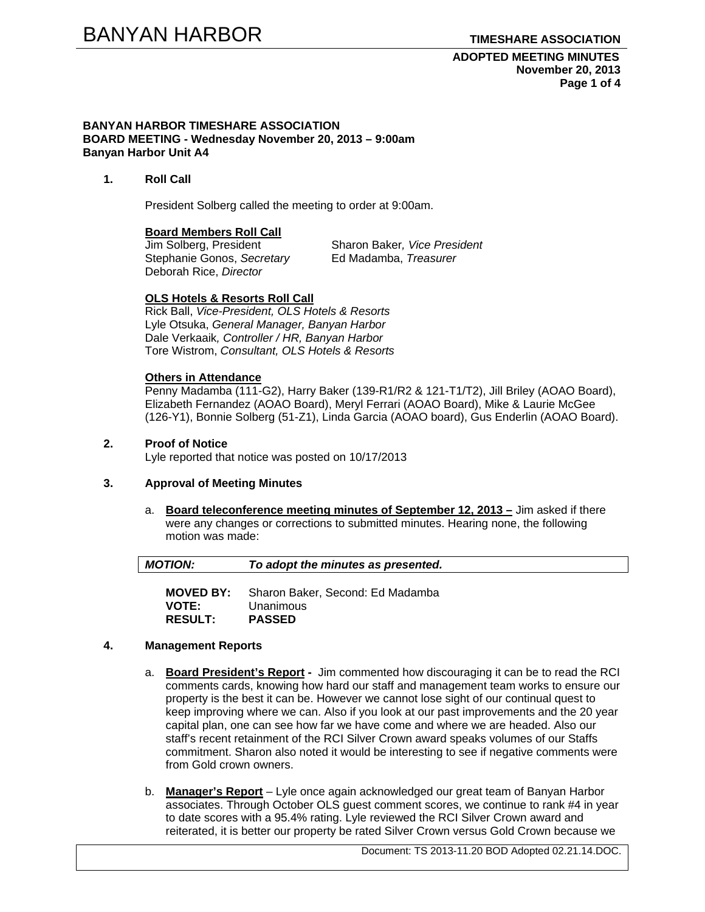**BANYAN HARBOR TIMESHARE ASSOCIATION**
**BOARD MEETING - Wednesday November 20, 2013 – 9:00am**
**Banyan Harbor Unit A4**

**1. Roll Call**

President Solberg called the meeting to order at 9:00am.

**Board Members Roll Call**

Jim Solberg, President
Sharon Baker, *Vice President*
Stephanie Gonos, *Secretary*
Ed Madamba, *Treasurer*
Deborah Rice, *Director*

**OLS Hotels & Resorts Roll Call**

Rick Ball, *Vice-President, OLS Hotels & Resorts*
Lyle Otsuka, *General Manager, Banyan Harbor*
Dale Verkaaik*, Controller / HR, Banyan Harbor*
Tore Wistrom, *Consultant, OLS Hotels & Resorts*

**Others in Attendance**

Penny Madamba (111-G2), Harry Baker (139-R1/R2 & 121-T1/T2), Jill Briley (AOAO Board), Elizabeth Fernandez (AOAO Board), Meryl Ferrari (AOAO Board), Mike & Laurie McGee (126-Y1), Bonnie Solberg (51-Z1), Linda Garcia (AOAO board), Gus Enderlin (AOAO Board).

**2. Proof of Notice**

Lyle reported that notice was posted on 10/17/2013

**3. Approval of Meeting Minutes**

a. **Board teleconference meeting minutes of September 12, 2013 –** Jim asked if there were any changes or corrections to submitted minutes. Hearing none, the following motion was made:

| ***MOTION:*** | ***To adopt the minutes as presented.*** |
|---|---|

**MOVED BY:** Sharon Baker, Second: Ed Madamba
**VOTE:** Unanimous
**RESULT:** **PASSED**

**4. Management Reports**

a. **Board President's Report -** Jim commented how discouraging it can be to read the RCI comments cards, knowing how hard our staff and management team works to ensure our property is the best it can be. However we cannot lose sight of our continual quest to keep improving where we can. Also if you look at our past improvements and the 20 year capital plan, one can see how far we have come and where we are headed. Also our staff's recent retainment of the RCI Silver Crown award speaks volumes of our Staffs commitment. Sharon also noted it would be interesting to see if negative comments were from Gold crown owners.

b. **Manager's Report** – Lyle once again acknowledged our great team of Banyan Harbor associates. Through October OLS guest comment scores, we continue to rank #4 in year to date scores with a 95.4% rating. Lyle reviewed the RCI Silver Crown award and reiterated, it is better our property be rated Silver Crown versus Gold Crown because we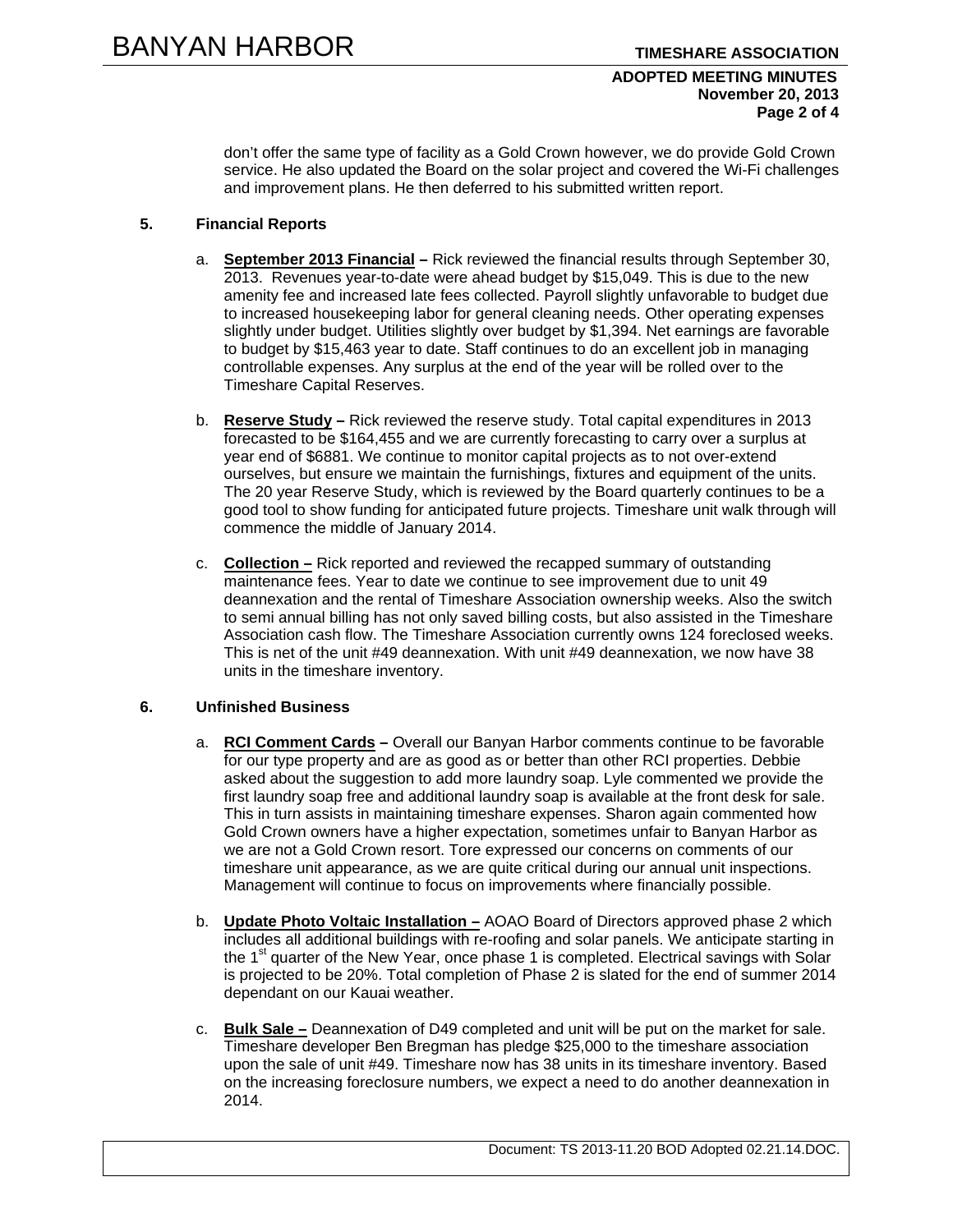don't offer the same type of facility as a Gold Crown however, we do provide Gold Crown service. He also updated the Board on the solar project and covered the Wi-Fi challenges and improvement plans. He then deferred to his submitted written report.

**5. Financial Reports**

a. **September 2013 Financial –** Rick reviewed the financial results through September 30, 2013. Revenues year-to-date were ahead budget by $15,049. This is due to the new amenity fee and increased late fees collected. Payroll slightly unfavorable to budget due to increased housekeeping labor for general cleaning needs. Other operating expenses slightly under budget. Utilities slightly over budget by $1,394. Net earnings are favorable to budget by $15,463 year to date. Staff continues to do an excellent job in managing controllable expenses. Any surplus at the end of the year will be rolled over to the Timeshare Capital Reserves.

b. **Reserve Study –** Rick reviewed the reserve study. Total capital expenditures in 2013 forecasted to be $164,455 and we are currently forecasting to carry over a surplus at year end of $6881. We continue to monitor capital projects as to not over-extend ourselves, but ensure we maintain the furnishings, fixtures and equipment of the units. The 20 year Reserve Study, which is reviewed by the Board quarterly continues to be a good tool to show funding for anticipated future projects. Timeshare unit walk through will commence the middle of January 2014.

c. **Collection –** Rick reported and reviewed the recapped summary of outstanding maintenance fees. Year to date we continue to see improvement due to unit 49 deannexation and the rental of Timeshare Association ownership weeks. Also the switch to semi annual billing has not only saved billing costs, but also assisted in the Timeshare Association cash flow. The Timeshare Association currently owns 124 foreclosed weeks. This is net of the unit #49 deannexation. With unit #49 deannexation, we now have 38 units in the timeshare inventory.

**6. Unfinished Business**

a. **RCI Comment Cards –** Overall our Banyan Harbor comments continue to be favorable for our type property and are as good as or better than other RCI properties. Debbie asked about the suggestion to add more laundry soap. Lyle commented we provide the first laundry soap free and additional laundry soap is available at the front desk for sale. This in turn assists in maintaining timeshare expenses. Sharon again commented how Gold Crown owners have a higher expectation, sometimes unfair to Banyan Harbor as we are not a Gold Crown resort. Tore expressed our concerns on comments of our timeshare unit appearance, as we are quite critical during our annual unit inspections. Management will continue to focus on improvements where financially possible.

b. **Update Photo Voltaic Installation –** AOAO Board of Directors approved phase 2 which includes all additional buildings with re-roofing and solar panels. We anticipate starting in the 1st quarter of the New Year, once phase 1 is completed. Electrical savings with Solar is projected to be 20%. Total completion of Phase 2 is slated for the end of summer 2014 dependant on our Kauai weather.

c. **Bulk Sale –** Deannexation of D49 completed and unit will be put on the market for sale. Timeshare developer Ben Bregman has pledge $25,000 to the timeshare association upon the sale of unit #49. Timeshare now has 38 units in its timeshare inventory. Based on the increasing foreclosure numbers, we expect a need to do another deannexation in 2014.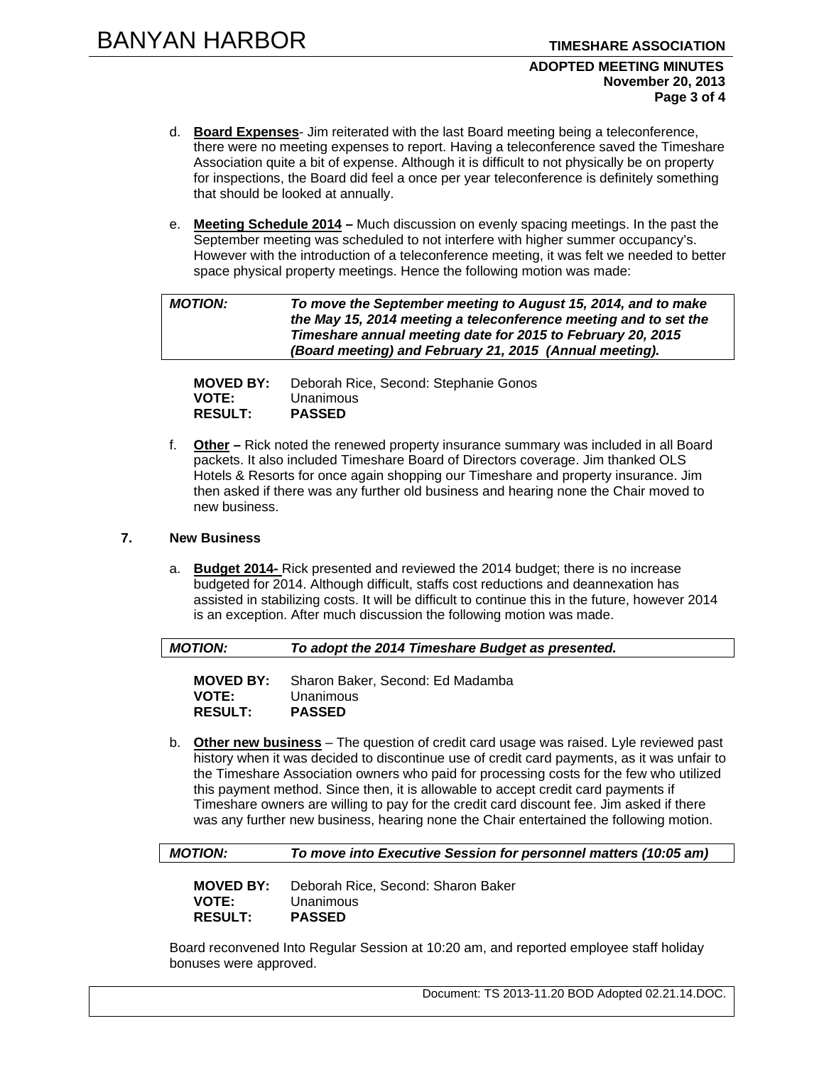d. **Board Expenses**- Jim reiterated with the last Board meeting being a teleconference, there were no meeting expenses to report. Having a teleconference saved the Timeshare Association quite a bit of expense. Although it is difficult to not physically be on property for inspections, the Board did feel a once per year teleconference is definitely something that should be looked at annually.

e. **Meeting Schedule 2014 –** Much discussion on evenly spacing meetings. In the past the September meeting was scheduled to not interfere with higher summer occupancy's. However with the introduction of a teleconference meeting, it was felt we needed to better space physical property meetings. Hence the following motion was made:

| ***MOTION:*** | ***To move the September meeting to August 15, 2014, and to make the May 15, 2014 meeting a teleconference meeting and to set the Timeshare annual meeting date for 2015 to February 20, 2015 (Board meeting) and February 21, 2015 (Annual meeting).*** |
|---|---|

**MOVED BY:** Deborah Rice, Second: Stephanie Gonos
**VOTE:** Unanimous
**RESULT:** **PASSED**

f. **Other –** Rick noted the renewed property insurance summary was included in all Board packets. It also included Timeshare Board of Directors coverage. Jim thanked OLS Hotels & Resorts for once again shopping our Timeshare and property insurance. Jim then asked if there was any further old business and hearing none the Chair moved to new business.

## 7. New Business

a. **Budget 2014-** Rick presented and reviewed the 2014 budget; there is no increase budgeted for 2014. Although difficult, staffs cost reductions and deannexation has assisted in stabilizing costs. It will be difficult to continue this in the future, however 2014 is an exception. After much discussion the following motion was made.

| ***MOTION:*** | ***To adopt the 2014 Timeshare Budget as presented.*** |
|---|---|

**MOVED BY:** Sharon Baker, Second: Ed Madamba
**VOTE:** Unanimous
**RESULT:** **PASSED**

b. **Other new business** – The question of credit card usage was raised. Lyle reviewed past history when it was decided to discontinue use of credit card payments, as it was unfair to the Timeshare Association owners who paid for processing costs for the few who utilized this payment method. Since then, it is allowable to accept credit card payments if Timeshare owners are willing to pay for the credit card discount fee. Jim asked if there was any further new business, hearing none the Chair entertained the following motion.

| ***MOTION:*** | ***To move into Executive Session for personnel matters (10:05 am)*** |
|---|---|

**MOVED BY:** Deborah Rice, Second: Sharon Baker
**VOTE:** Unanimous
**RESULT:** **PASSED**

Board reconvened Into Regular Session at 10:20 am, and reported employee staff holiday bonuses were approved.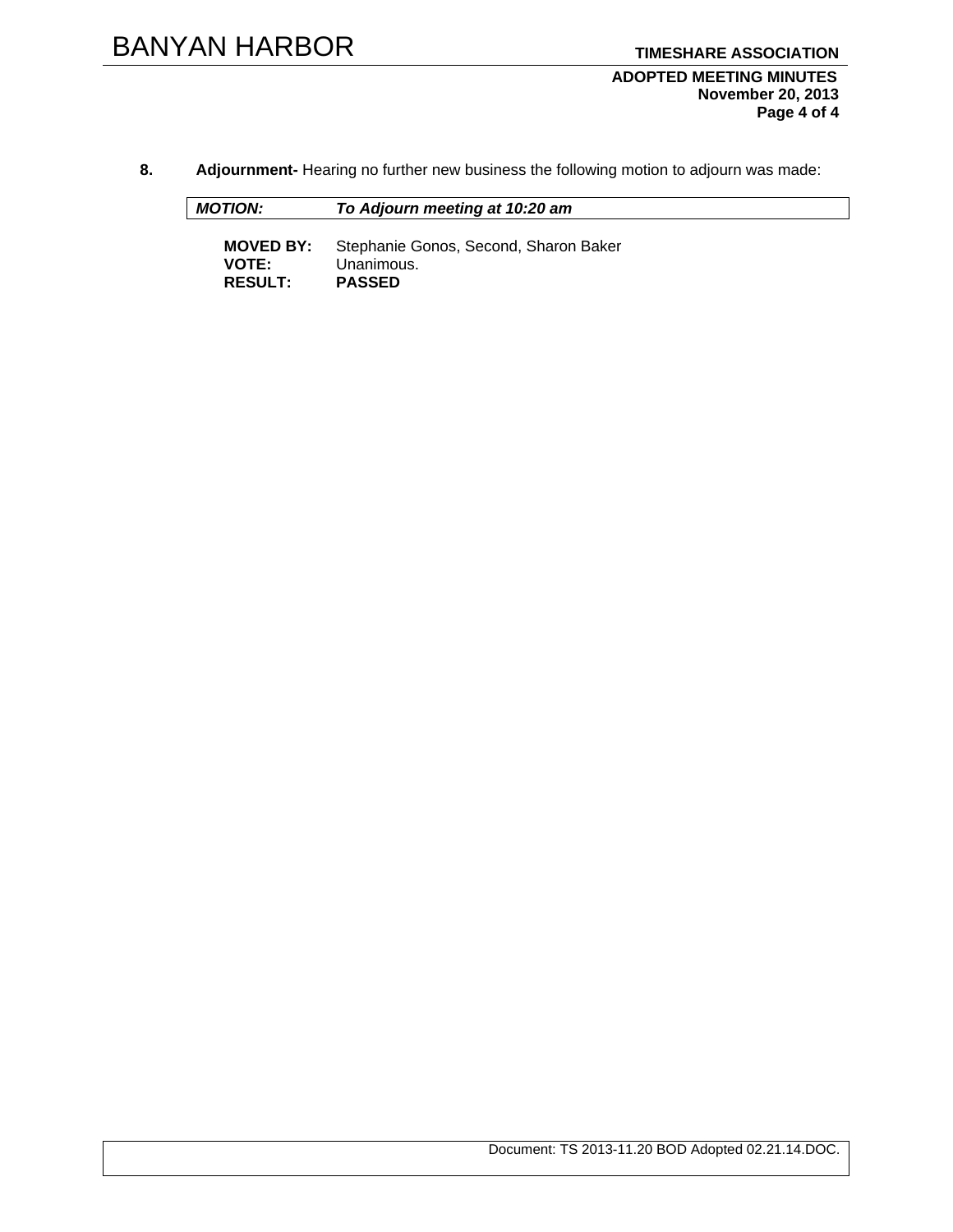**8. Adjournment-** Hearing no further new business the following motion to adjourn was made:

| | |
|---|---|
| ***MOTION:*** | ***To Adjourn meeting at 10:20 am*** |

**MOVED BY:** Stephanie Gonos, Second, Sharon Baker
**VOTE:** Unanimous.
**RESULT:** **PASSED**

Document: TS 2013-11.20 BOD Adopted 02.21.14.DOC.